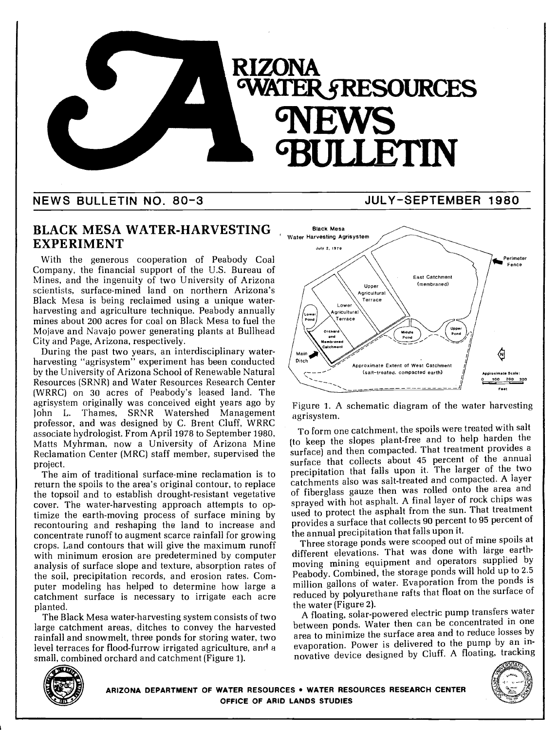# ARIZONA WATER RESOURCES NEWS BULLETIN

**NEWS BULLETIN NO. 80-3** — **JULY-SEPTEMBER 1980**

## BLACK MESA WATER-HARVESTING EXPERIMENT

With the generous cooperation of Peabody Coal Company, the financial support of the U.S. Bureau of Mines, and the ingenuity of two University of Arizona scientists, surface-mined land on northern Arizona's Black Mesa is being reclaimed using a unique water-harvesting and agriculture technique. Peabody annually mines about 200 acres for coal on Black Mesa to fuel the Mojave and Navajo power generating plants at Bullhead City and Page, Arizona, respectively.

During the past two years, an interdisciplinary water-harvesting "agrisystem" experiment has been conducted by the University of Arizona School of Renewable Natural Resources (SRNR) and Water Resources Research Center (WRRC) on 30 acres of Peabody's leased land. The agrisystem originally was conceived eight years ago by John L. Thames, SRNR Watershed Management professor, and was designed by C. Brent Cluff, WRRC associate hydrologist. From April 1978 to September 1980, Matts Myhrman, now a University of Arizona Mine Reclamation Center (MRC) staff member, supervised the project.

The aim of traditional surface-mine reclamation is to return the spoils to the area's original contour, to replace the topsoil and to establish drought-resistant vegetative cover. The water-harvesting approach attempts to optimize the earth-moving process of surface mining by recontouring and reshaping the land to increase and concentrate runoff to augment scarce rainfall for growing crops. Land contours that will give the maximum runoff with minimum erosion are predetermined by computer analysis of surface slope and texture, absorption rates of the soil, precipitation records, and erosion rates. Computer modeling has helped to determine how large a catchment surface is necessary to irrigate each acre planted.

The Black Mesa water-harvesting system consists of two large catchment areas, ditches to convey the harvested rainfall and snowmelt, three ponds for storing water, two level terraces for flood-furrow irrigated agriculture, and a small, combined orchard and catchment (Figure 1).

Black Mesa Water Harvesting Agrisystem — July 2, 1979 (East Catchment (membraned); Upper Agricultural Terrace; Lower Agricultural Terrace; Lower Pond; Orchard and Membraned Catchment; Middle Pond; Upper Pond; Main Ditch; Perimeter Fence; Approximate Extent of West Catchment (salt-treated, compacted earth); Approximate Scale: 0 100 200 300 Feet)

Figure 1. A schematic diagram of the water harvesting agrisystem.

To form one catchment, the spoils were treated with salt (to keep the slopes plant-free and to help harden the surface) and then compacted. That treatment provides a surface that collects about 45 percent of the annual precipitation that falls upon it. The larger of the two catchments also was salt-treated and compacted. A layer of fiberglass gauze then was rolled onto the area and sprayed with hot asphalt. A final layer of rock chips was used to protect the asphalt from the sun. That treatment provides a surface that collects 90 percent to 95 percent of the annual precipitation that falls upon it.

Three storage ponds were scooped out of mine spoils at different elevations. That was done with large earth-moving mining equipment and operators supplied by Peabody. Combined, the storage ponds will hold up to 2.5 million gallons of water. Evaporation from the ponds is reduced by polyurethane rafts that float on the surface of the water (Figure 2).

A floating, solar-powered electric pump transfers water between ponds. Water then can be concentrated in one area to minimize the surface area and to reduce losses by evaporation. Power is delivered to the pump by an innovative device designed by Cluff. A floating, tracking

ARIZONA DEPARTMENT OF WATER RESOURCES • WATER RESOURCES RESEARCH CENTER
OFFICE OF ARID LANDS STUDIES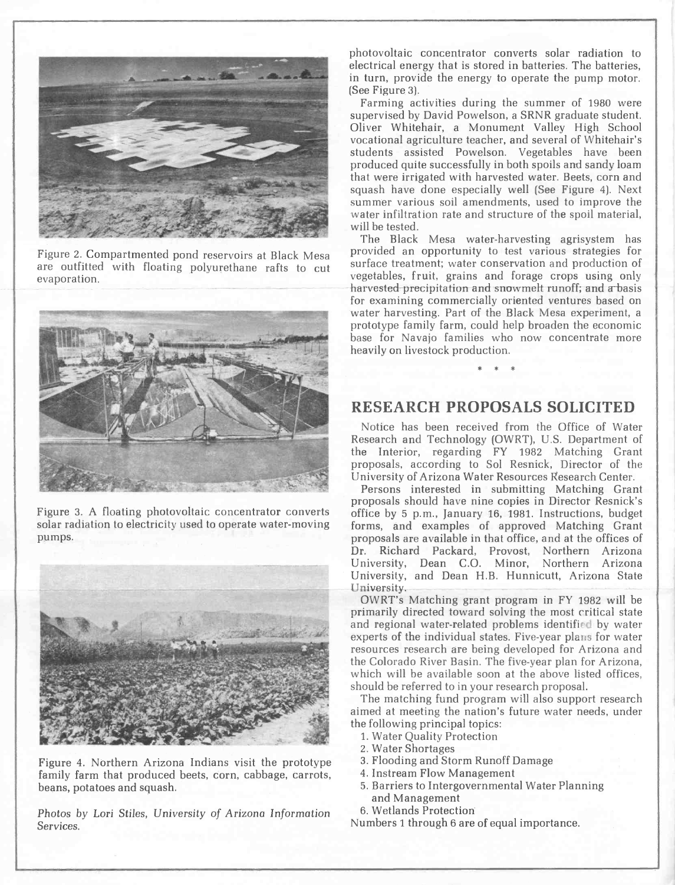Figure 2. Compartmented pond reservoirs at Black Mesa are outfitted with floating polyurethane rafts to cut evaporation.

Figure 3. A floating photovoltaic concentrator converts solar radiation to electricity used to operate water-moving pumps.

Figure 4. Northern Arizona Indians visit the prototype family farm that produced beets, corn, cabbage, carrots, beans, potatoes and squash.

*Photos by Lori Stiles, University of Arizona Information Services.*

photovoltaic concentrator converts solar radiation to electrical energy that is stored in batteries. The batteries, in turn, provide the energy to operate the pump motor. (See Figure 3).

Farming activities during the summer of 1980 were supervised by David Powelson, a SRNR graduate student. Oliver Whitehair, a Monument Valley High School vocational agriculture teacher, and several of Whitehair's students assisted Powelson. Vegetables have been produced quite successfully in both spoils and sandy loam that were irrigated with harvested water. Beets, corn and squash have done especially well (See Figure 4). Next summer various soil amendments, used to improve the water infiltration rate and structure of the spoil material, will be tested.

The Black Mesa water-harvesting agrisystem has provided an opportunity to test various strategies for surface treatment; water conservation and production of vegetables, fruit, grains and forage crops using only harvested precipitation and snowmelt runoff; and a basis for examining commercially oriented ventures based on water harvesting. Part of the Black Mesa experiment, a prototype family farm, could help broaden the economic base for Navajo families who now concentrate more heavily on livestock production.

\* \* \*

## RESEARCH PROPOSALS SOLICITED

Notice has been received from the Office of Water Research and Technology (OWRT), U.S. Department of the Interior, regarding FY 1982 Matching Grant proposals, according to Sol Resnick, Director of the University of Arizona Water Resources Research Center.

Persons interested in submitting Matching Grant proposals should have nine copies in Director Resnick's office by 5 p.m., January 16, 1981. Instructions, budget forms, and examples of approved Matching Grant proposals are available in that office, and at the offices of Dr. Richard Packard, Provost, Northern Arizona University, Dean C.O. Minor, Northern Arizona University, and Dean H.B. Hunnicutt, Arizona State University.

OWRT's Matching grant program in FY 1982 will be primarily directed toward solving the most critical state and regional water-related problems identified by water experts of the individual states. Five-year plans for water resources research are being developed for Arizona and the Colorado River Basin. The five-year plan for Arizona, which will be available soon at the above listed offices, should be referred to in your research proposal.

The matching fund program will also support research aimed at meeting the nation's future water needs, under the following principal topics:

1. Water Quality Protection
2. Water Shortages
3. Flooding and Storm Runoff Damage
4. Instream Flow Management
5. Barriers to Intergovernmental Water Planning and Management
6. Wetlands Protection

Numbers 1 through 6 are of equal importance.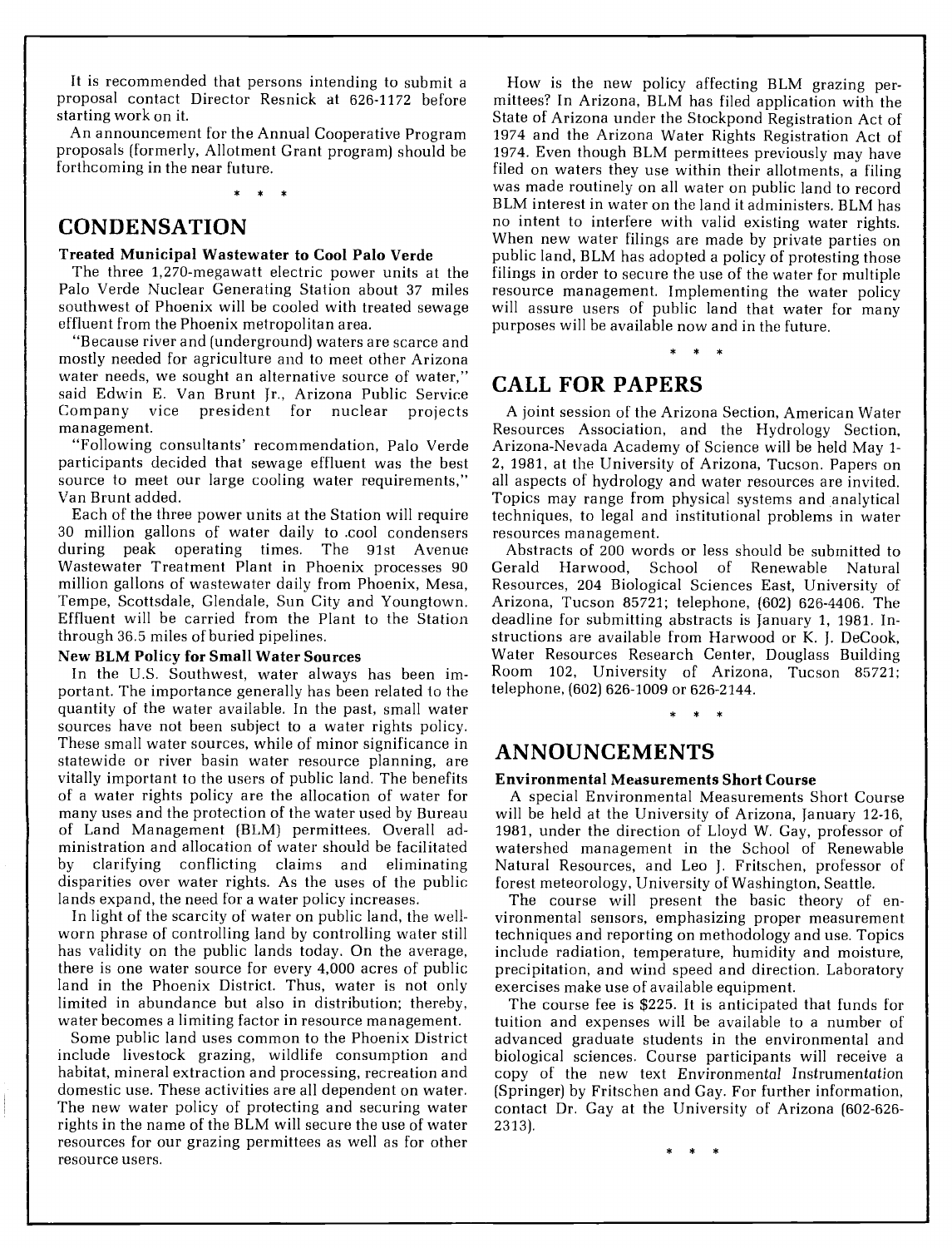It is recommended that persons intending to submit a proposal contact Director Resnick at 626-1172 before starting work on it.

An announcement for the Annual Cooperative Program proposals (formerly, Allotment Grant program) should be forthcoming in the near future.

\* \* \*

## CONDENSATION

### Treated Municipal Wastewater to Cool Palo Verde

The three 1,270-megawatt electric power units at the Palo Verde Nuclear Generating Station about 37 miles southwest of Phoenix will be cooled with treated sewage effluent from the Phoenix metropolitan area.

"Because river and (underground) waters are scarce and mostly needed for agriculture and to meet other Arizona water needs, we sought an alternative source of water," said Edwin E. Van Brunt Jr., Arizona Public Service Company vice president for nuclear projects management.

"Following consultants' recommendation, Palo Verde participants decided that sewage effluent was the best source to meet our large cooling water requirements," Van Brunt added.

Each of the three power units at the Station will require 30 million gallons of water daily to cool condensers during peak operating times. The 91st Avenue Wastewater Treatment Plant in Phoenix processes 90 million gallons of wastewater daily from Phoenix, Mesa, Tempe, Scottsdale, Glendale, Sun City and Youngtown. Effluent will be carried from the Plant to the Station through 36.5 miles of buried pipelines.

### New BLM Policy for Small Water Sources

In the U.S. Southwest, water always has been important. The importance generally has been related to the quantity of the water available. In the past, small water sources have not been subject to a water rights policy. These small water sources, while of minor significance in statewide or river basin water resource planning, are vitally important to the users of public land. The benefits of a water rights policy are the allocation of water for many uses and the protection of the water used by Bureau of Land Management (BLM) permittees. Overall administration and allocation of water should be facilitated by clarifying conflicting claims and eliminating disparities over water rights. As the uses of the public lands expand, the need for a water policy increases.

In light of the scarcity of water on public land, the well-worn phrase of controlling land by controlling water still has validity on the public lands today. On the average, there is one water source for every 4,000 acres of public land in the Phoenix District. Thus, water is not only limited in abundance but also in distribution; thereby, water becomes a limiting factor in resource management.

Some public land uses common to the Phoenix District include livestock grazing, wildlife consumption and habitat, mineral extraction and processing, recreation and domestic use. These activities are all dependent on water. The new water policy of protecting and securing water rights in the name of the BLM will secure the use of water resources for our grazing permittees as well as for other resource users.

How is the new policy affecting BLM grazing permittees? In Arizona, BLM has filed application with the State of Arizona under the Stockpond Registration Act of 1974 and the Arizona Water Rights Registration Act of 1974. Even though BLM permittees previously may have filed on waters they use within their allotments, a filing was made routinely on all water on public land to record BLM interest in water on the land it administers. BLM has no intent to interfere with valid existing water rights. When new water filings are made by private parties on public land, BLM has adopted a policy of protesting those filings in order to secure the use of the water for multiple resource management. Implementing the water policy will assure users of public land that water for many purposes will be available now and in the future.

\* \* \*

## CALL FOR PAPERS

A joint session of the Arizona Section, American Water Resources Association, and the Hydrology Section, Arizona-Nevada Academy of Science will be held May 1-2, 1981, at the University of Arizona, Tucson. Papers on all aspects of hydrology and water resources are invited. Topics may range from physical systems and analytical techniques, to legal and institutional problems in water resources management.

Abstracts of 200 words or less should be submitted to Gerald Harwood, School of Renewable Natural Resources, 204 Biological Sciences East, University of Arizona, Tucson 85721; telephone, (602) 626-4406. The deadline for submitting abstracts is January 1, 1981. Instructions are available from Harwood or K. J. DeCook, Water Resources Research Center, Douglass Building Room 102, University of Arizona, Tucson 85721; telephone, (602) 626-1009 or 626-2144.

\* \* \*

## ANNOUNCEMENTS

### Environmental Measurements Short Course

A special Environmental Measurements Short Course will be held at the University of Arizona, January 12-16, 1981, under the direction of Lloyd W. Gay, professor of watershed management in the School of Renewable Natural Resources, and Leo J. Fritschen, professor of forest meteorology, University of Washington, Seattle.

The course will present the basic theory of environmental sensors, emphasizing proper measurement techniques and reporting on methodology and use. Topics include radiation, temperature, humidity and moisture, precipitation, and wind speed and direction. Laboratory exercises make use of available equipment.

The course fee is $225. It is anticipated that funds for tuition and expenses will be available to a number of advanced graduate students in the environmental and biological sciences. Course participants will receive a copy of the new text *Environmental Instrumentation* (Springer) by Fritschen and Gay. For further information, contact Dr. Gay at the University of Arizona (602-626-2313).

\* \* \*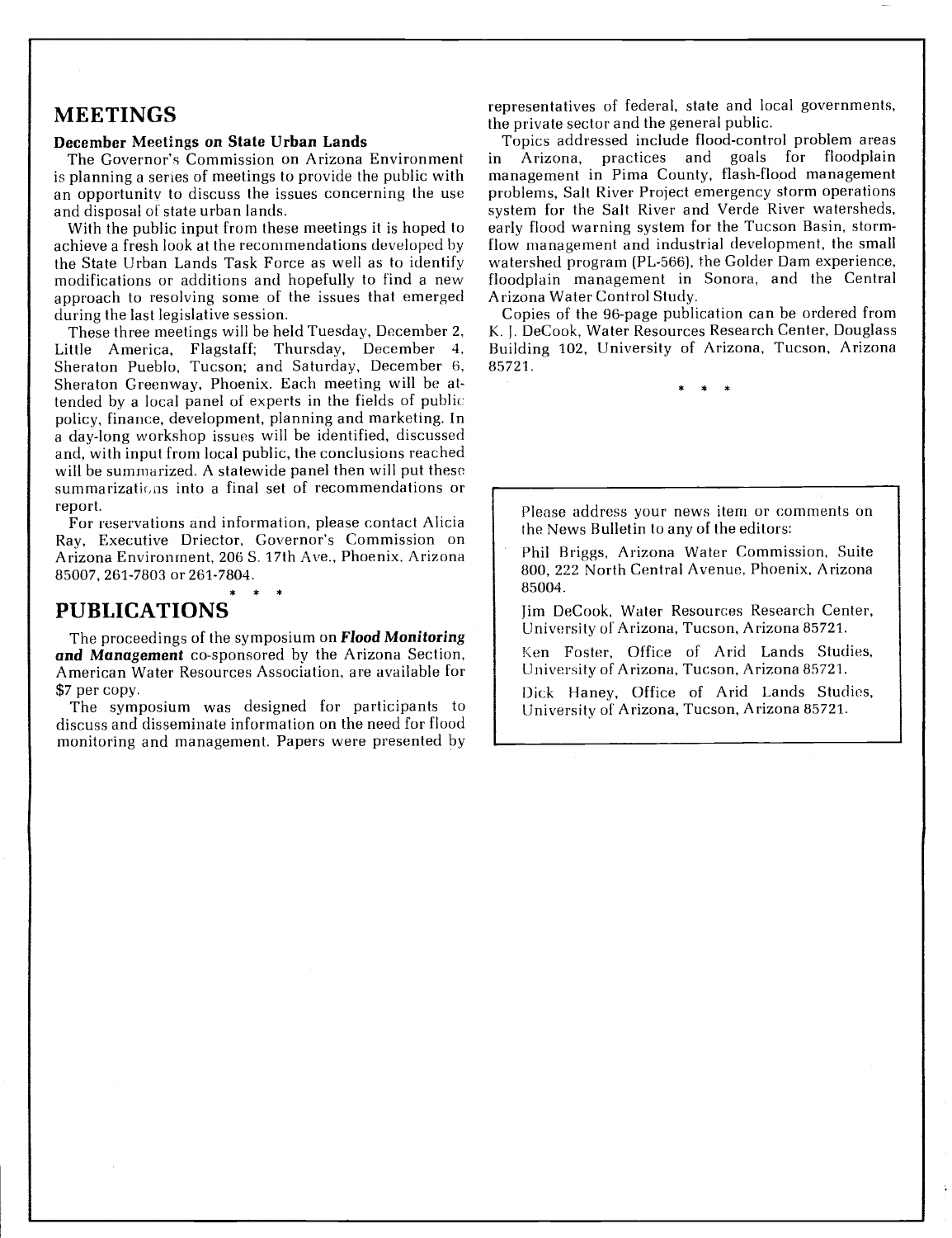## MEETINGS

### December Meetings on State Urban Lands

The Governor's Commission on Arizona Environment is planning a series of meetings to provide the public with an opportunity to discuss the issues concerning the use and disposal of state urban lands.

With the public input from these meetings it is hoped to achieve a fresh look at the recommendations developed by the State Urban Lands Task Force as well as to identify modifications or additions and hopefully to find a new approach to resolving some of the issues that emerged during the last legislative session.

These three meetings will be held Tuesday, December 2, Little America, Flagstaff; Thursday, December 4, Sheraton Pueblo, Tucson; and Saturday, December 6, Sheraton Greenway, Phoenix. Each meeting will be attended by a local panel of experts in the fields of public policy, finance, development, planning and marketing. In a day-long workshop issues will be identified, discussed and, with input from local public, the conclusions reached will be summarized. A statewide panel then will put these summarizations into a final set of recommendations or report.

For reservations and information, please contact Alicia Ray, Executive Driector, Governor's Commission on Arizona Environment, 206 S. 17th Ave., Phoenix, Arizona 85007, 261-7803 or 261-7804.

\* \* \*

## PUBLICATIONS

The proceedings of the symposium on ***Flood Monitoring and Management*** co-sponsored by the Arizona Section, American Water Resources Association, are available for $7 per copy.

The symposium was designed for participants to discuss and disseminate information on the need for flood monitoring and management. Papers were presented by representatives of federal, state and local governments, the private sector and the general public.

Topics addressed include flood-control problem areas in Arizona, practices and goals for floodplain management in Pima County, flash-flood management problems, Salt River Project emergency storm operations system for the Salt River and Verde River watersheds, early flood warning system for the Tucson Basin, storm-flow management and industrial development, the small watershed program (PL-566), the Golder Dam experience, floodplain management in Sonora, and the Central Arizona Water Control Study.

Copies of the 96-page publication can be ordered from K. J. DeCook, Water Resources Research Center, Douglass Building 102, University of Arizona, Tucson, Arizona 85721.

\* \* \*

Please address your news item or comments on the News Bulletin to any of the editors:

Phil Briggs, Arizona Water Commission, Suite 800, 222 North Central Avenue, Phoenix, Arizona 85004.

Jim DeCook, Water Resources Research Center, University of Arizona, Tucson, Arizona 85721.

Ken Foster, Office of Arid Lands Studies, University of Arizona, Tucson, Arizona 85721.

Dick Haney, Office of Arid Lands Studies, University of Arizona, Tucson, Arizona 85721.